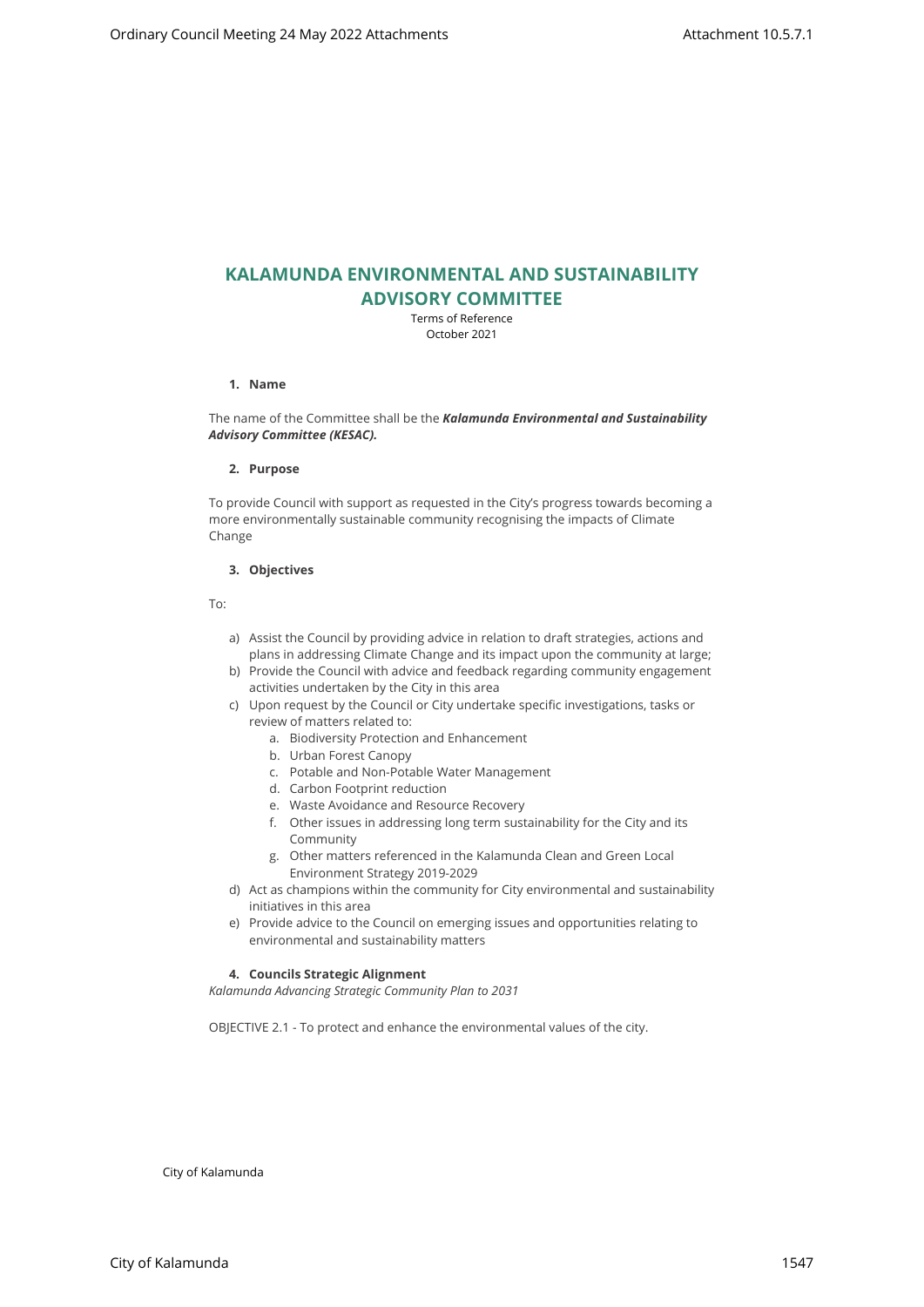# KALAMUNDA ENVIRONMENTAL AND SUSTAINABILITY ADVISORY COMMITTEE

Terms of Reference
October 2021

## 1. Name

The name of the Committee shall be the ***Kalamunda Environmental and Sustainability Advisory Committee (KESAC).***

## 2. Purpose

To provide Council with support as requested in the City's progress towards becoming a more environmentally sustainable community recognising the impacts of Climate Change

## 3. Objectives

To:

a) Assist the Council by providing advice in relation to draft strategies, actions and plans in addressing Climate Change and its impact upon the community at large;
b) Provide the Council with advice and feedback regarding community engagement activities undertaken by the City in this area
c) Upon request by the Council or City undertake specific investigations, tasks or review of matters related to:
   a. Biodiversity Protection and Enhancement
   b. Urban Forest Canopy
   c. Potable and Non-Potable Water Management
   d. Carbon Footprint reduction
   e. Waste Avoidance and Resource Recovery
   f. Other issues in addressing long term sustainability for the City and its Community
   g. Other matters referenced in the Kalamunda Clean and Green Local Environment Strategy 2019-2029
d) Act as champions within the community for City environmental and sustainability initiatives in this area
e) Provide advice to the Council on emerging issues and opportunities relating to environmental and sustainability matters

## 4. Councils Strategic Alignment

*Kalamunda Advancing Strategic Community Plan to 2031*

OBJECTIVE 2.1 - To protect and enhance the environmental values of the city.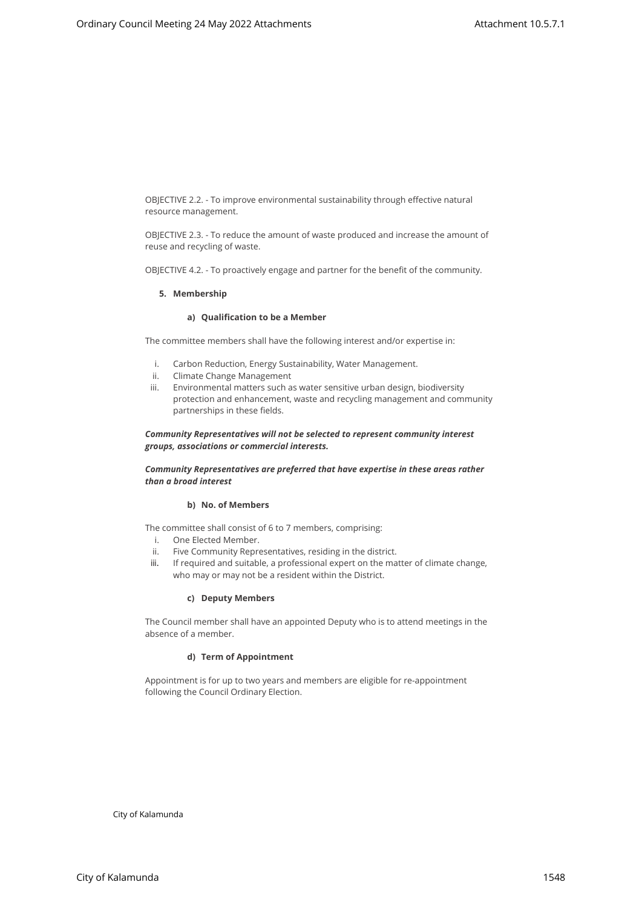OBJECTIVE 2.2. - To improve environmental sustainability through effective natural resource management.

OBJECTIVE 2.3. - To reduce the amount of waste produced and increase the amount of reuse and recycling of waste.

OBJECTIVE 4.2. - To proactively engage and partner for the benefit of the community.

**5. Membership**

**a) Qualification to be a Member**

The committee members shall have the following interest and/or expertise in:

i. Carbon Reduction, Energy Sustainability, Water Management.
ii. Climate Change Management
iii. Environmental matters such as water sensitive urban design, biodiversity protection and enhancement, waste and recycling management and community partnerships in these fields.

***Community Representatives will not be selected to represent community interest groups, associations or commercial interests.***

***Community Representatives are preferred that have expertise in these areas rather than a broad interest***

**b) No. of Members**

The committee shall consist of 6 to 7 members, comprising:

i. One Elected Member.
ii. Five Community Representatives, residing in the district.
iii. If required and suitable, a professional expert on the matter of climate change, who may or may not be a resident within the District.

**c) Deputy Members**

The Council member shall have an appointed Deputy who is to attend meetings in the absence of a member.

**d) Term of Appointment**

Appointment is for up to two years and members are eligible for re-appointment following the Council Ordinary Election.

City of Kalamunda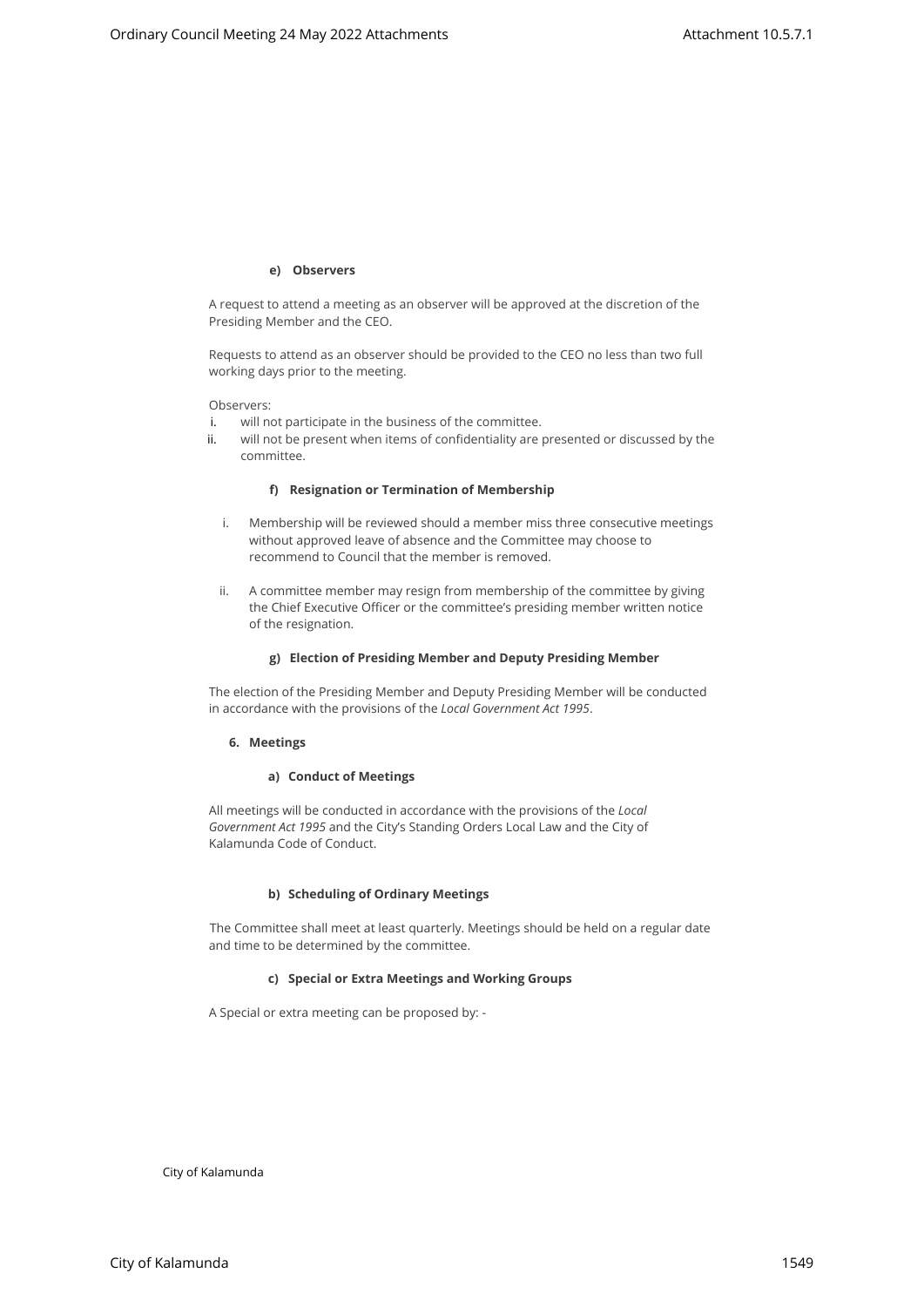#### e) Observers

A request to attend a meeting as an observer will be approved at the discretion of the Presiding Member and the CEO.

Requests to attend as an observer should be provided to the CEO no less than two full working days prior to the meeting.

Observers:

i. will not participate in the business of the committee.
ii. will not be present when items of confidentiality are presented or discussed by the committee.

#### f) Resignation or Termination of Membership

i. Membership will be reviewed should a member miss three consecutive meetings without approved leave of absence and the Committee may choose to recommend to Council that the member is removed.

ii. A committee member may resign from membership of the committee by giving the Chief Executive Officer or the committee's presiding member written notice of the resignation.

#### g) Election of Presiding Member and Deputy Presiding Member

The election of the Presiding Member and Deputy Presiding Member will be conducted in accordance with the provisions of the *Local Government Act 1995*.

### 6. Meetings

#### a) Conduct of Meetings

All meetings will be conducted in accordance with the provisions of the *Local Government Act 1995* and the City's Standing Orders Local Law and the City of Kalamunda Code of Conduct.

#### b) Scheduling of Ordinary Meetings

The Committee shall meet at least quarterly. Meetings should be held on a regular date and time to be determined by the committee.

#### c) Special or Extra Meetings and Working Groups

A Special or extra meeting can be proposed by: -

City of Kalamunda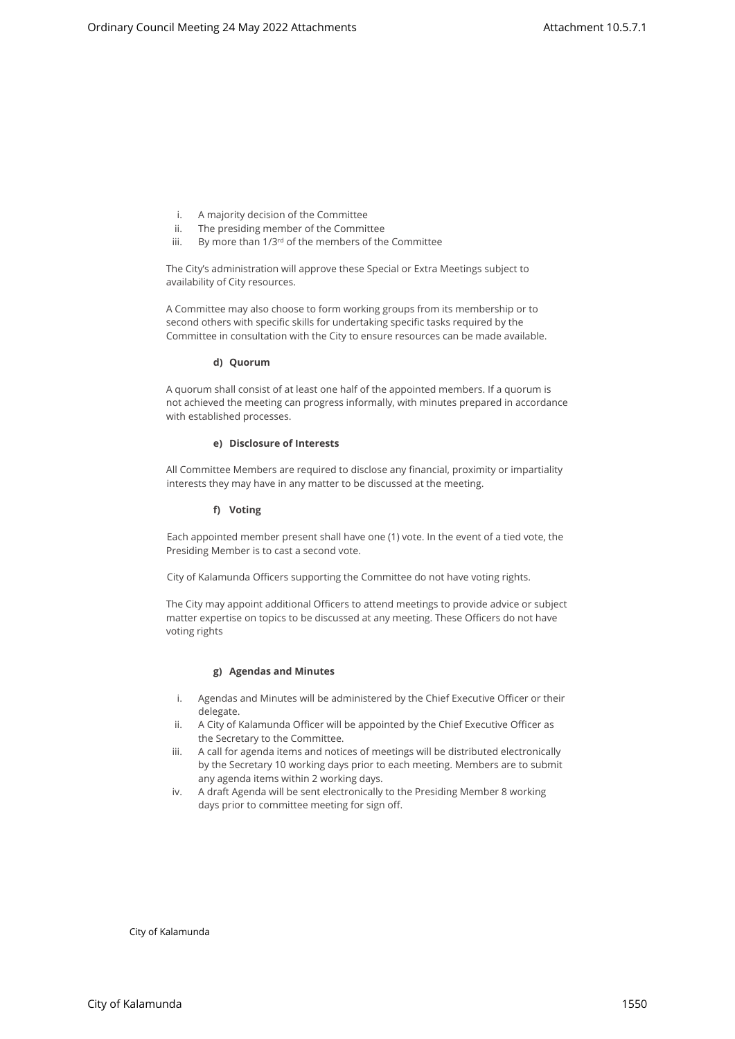i. A majority decision of the Committee
ii. The presiding member of the Committee
iii. By more than 1/3rd of the members of the Committee

The City's administration will approve these Special or Extra Meetings subject to availability of City resources.

A Committee may also choose to form working groups from its membership or to second others with specific skills for undertaking specific tasks required by the Committee in consultation with the City to ensure resources can be made available.

**d) Quorum**

A quorum shall consist of at least one half of the appointed members. If a quorum is not achieved the meeting can progress informally, with minutes prepared in accordance with established processes.

**e) Disclosure of Interests**

All Committee Members are required to disclose any financial, proximity or impartiality interests they may have in any matter to be discussed at the meeting.

**f) Voting**

Each appointed member present shall have one (1) vote. In the event of a tied vote, the Presiding Member is to cast a second vote.

City of Kalamunda Officers supporting the Committee do not have voting rights.

The City may appoint additional Officers to attend meetings to provide advice or subject matter expertise on topics to be discussed at any meeting. These Officers do not have voting rights

**g) Agendas and Minutes**

i. Agendas and Minutes will be administered by the Chief Executive Officer or their delegate.
ii. A City of Kalamunda Officer will be appointed by the Chief Executive Officer as the Secretary to the Committee.
iii. A call for agenda items and notices of meetings will be distributed electronically by the Secretary 10 working days prior to each meeting. Members are to submit any agenda items within 2 working days.
iv. A draft Agenda will be sent electronically to the Presiding Member 8 working days prior to committee meeting for sign off.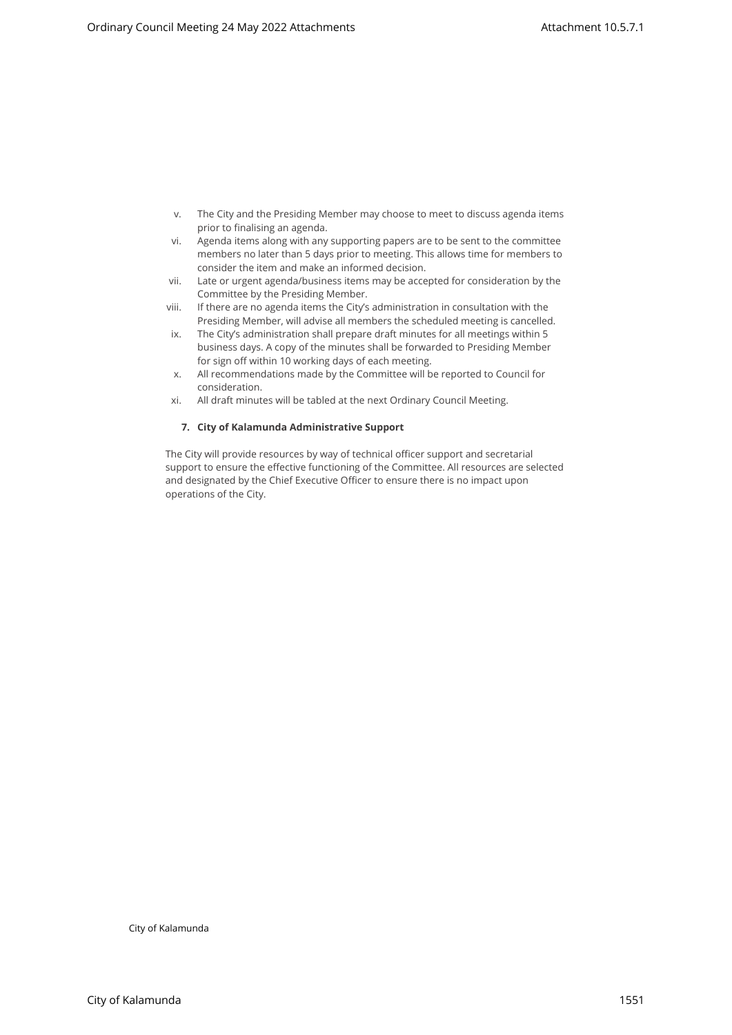v. The City and the Presiding Member may choose to meet to discuss agenda items prior to finalising an agenda.

vi. Agenda items along with any supporting papers are to be sent to the committee members no later than 5 days prior to meeting. This allows time for members to consider the item and make an informed decision.

vii. Late or urgent agenda/business items may be accepted for consideration by the Committee by the Presiding Member.

viii. If there are no agenda items the City's administration in consultation with the Presiding Member, will advise all members the scheduled meeting is cancelled.

ix. The City's administration shall prepare draft minutes for all meetings within 5 business days. A copy of the minutes shall be forwarded to Presiding Member for sign off within 10 working days of each meeting.

x. All recommendations made by the Committee will be reported to Council for consideration.

xi. All draft minutes will be tabled at the next Ordinary Council Meeting.

**7. City of Kalamunda Administrative Support**

The City will provide resources by way of technical officer support and secretarial support to ensure the effective functioning of the Committee. All resources are selected and designated by the Chief Executive Officer to ensure there is no impact upon operations of the City.

City of Kalamunda